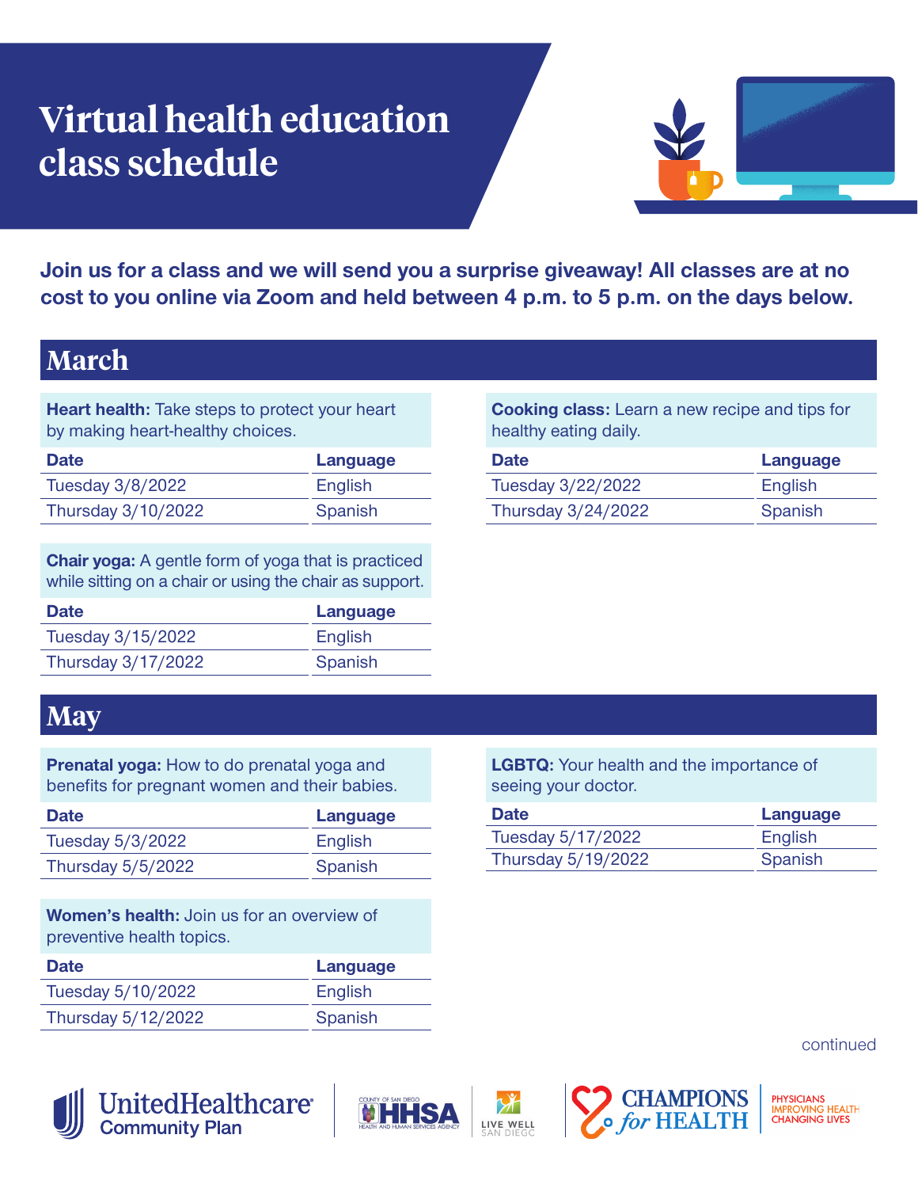# Virtual health education class schedule

**Join us for a class and we will send you a surprise giveaway! All classes are at no cost to you online via Zoom and held between 4 p.m. to 5 p.m. on the days below.**

## March

**Heart health:** Take steps to protect your heart by making heart-healthy choices.

| Date | Language |
|---|---|
| Tuesday 3/8/2022 | English |
| Thursday 3/10/2022 | Spanish |

**Chair yoga:** A gentle form of yoga that is practiced while sitting on a chair or using the chair as support.

| Date | Language |
|---|---|
| Tuesday 3/15/2022 | English |
| Thursday 3/17/2022 | Spanish |

**Cooking class:** Learn a new recipe and tips for healthy eating daily.

| Date | Language |
|---|---|
| Tuesday 3/22/2022 | English |
| Thursday 3/24/2022 | Spanish |

## May

**Prenatal yoga:** How to do prenatal yoga and benefits for pregnant women and their babies.

| Date | Language |
|---|---|
| Tuesday 5/3/2022 | English |
| Thursday 5/5/2022 | Spanish |

**Women's health:** Join us for an overview of preventive health topics.

| Date | Language |
|---|---|
| Tuesday 5/10/2022 | English |
| Thursday 5/12/2022 | Spanish |

**LGBTQ:** Your health and the importance of seeing your doctor.

| Date | Language |
|---|---|
| Tuesday 5/17/2022 | English |
| Thursday 5/19/2022 | Spanish |

continued

UnitedHealthcare Community Plan | County of San Diego HHSA Health and Human Services Agency | Live Well San Diego | Champions for Health | Physicians Improving Health Changing Lives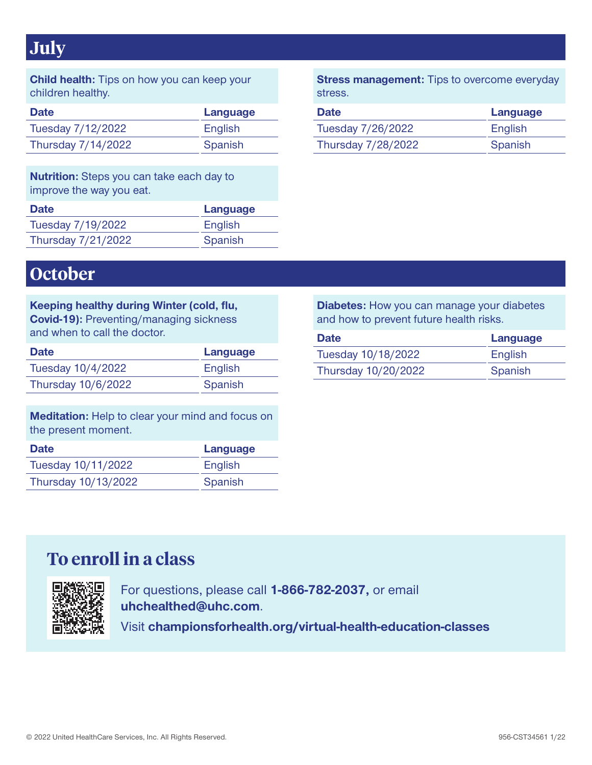## July

**Child health:** Tips on how you can keep your children healthy.

| Date | Language |
| --- | --- |
| Tuesday 7/12/2022 | English |
| Thursday 7/14/2022 | Spanish |

**Nutrition:** Steps you can take each day to improve the way you eat.

| Date | Language |
| --- | --- |
| Tuesday 7/19/2022 | English |
| Thursday 7/21/2022 | Spanish |

**Stress management:** Tips to overcome everyday stress.

| Date | Language |
| --- | --- |
| Tuesday 7/26/2022 | English |
| Thursday 7/28/2022 | Spanish |

## October

**Keeping healthy during Winter (cold, flu, Covid-19):** Preventing/managing sickness and when to call the doctor.

| Date | Language |
| --- | --- |
| Tuesday 10/4/2022 | English |
| Thursday 10/6/2022 | Spanish |

**Meditation:** Help to clear your mind and focus on the present moment.

| Date | Language |
| --- | --- |
| Tuesday 10/11/2022 | English |
| Thursday 10/13/2022 | Spanish |

**Diabetes:** How you can manage your diabetes and how to prevent future health risks.

| Date | Language |
| --- | --- |
| Tuesday 10/18/2022 | English |
| Thursday 10/20/2022 | Spanish |

## To enroll in a class

For questions, please call **1-866-782-2037,** or email **uhchealthed@uhc.com**.

Visit **championsforhealth.org/virtual-health-education-classes**

© 2022 United HealthCare Services, Inc. All Rights Reserved.

956-CST34561 1/22